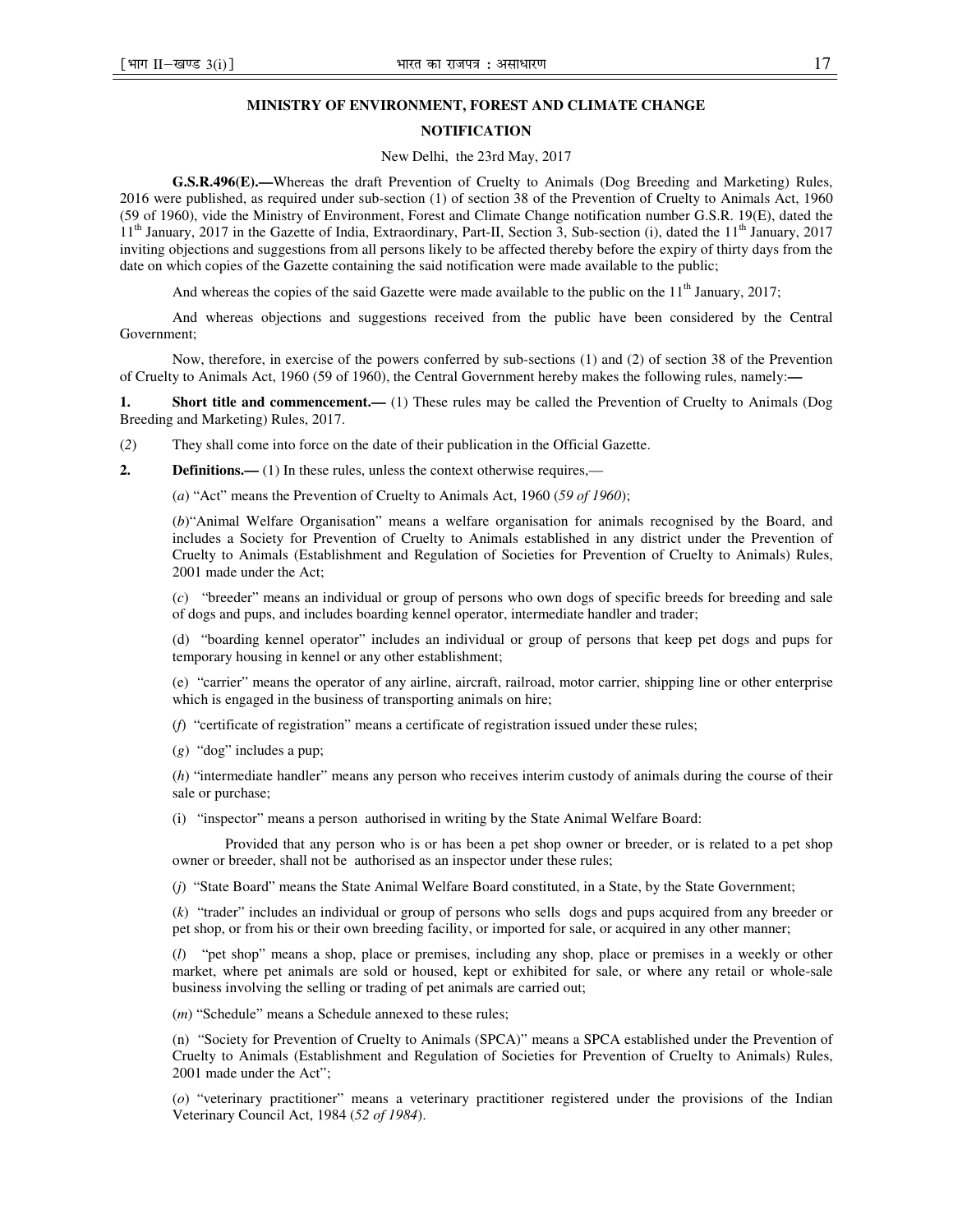## MINISTRY OF ENVIRONMENT, FOREST AND CLIMATE CHANGE

### NOTIFICATION

New Delhi, the 23rd May, 2017

**G.S.R.496(E).—**Whereas the draft Prevention of Cruelty to Animals (Dog Breeding and Marketing) Rules, 2016 were published, as required under sub-section (1) of section 38 of the Prevention of Cruelty to Animals Act, 1960 (59 of 1960), vide the Ministry of Environment, Forest and Climate Change notification number G.S.R. 19(E), dated the 11th January, 2017 in the Gazette of India, Extraordinary, Part-II, Section 3, Sub-section (i), dated the 11th January, 2017 inviting objections and suggestions from all persons likely to be affected thereby before the expiry of thirty days from the date on which copies of the Gazette containing the said notification were made available to the public;

And whereas the copies of the said Gazette were made available to the public on the 11th January, 2017;

And whereas objections and suggestions received from the public have been considered by the Central Government;

Now, therefore, in exercise of the powers conferred by sub-sections (1) and (2) of section 38 of the Prevention of Cruelty to Animals Act, 1960 (59 of 1960), the Central Government hereby makes the following rules, namely:**—**

**1. Short title and commencement.—** (1) These rules may be called the Prevention of Cruelty to Animals (Dog Breeding and Marketing) Rules, 2017.

(*2*) They shall come into force on the date of their publication in the Official Gazette.

**2. Definitions.—** (1) In these rules, unless the context otherwise requires,—

(*a*) "Act" means the Prevention of Cruelty to Animals Act, 1960 (*59 of 1960*);

(*b*)"Animal Welfare Organisation" means a welfare organisation for animals recognised by the Board, and includes a Society for Prevention of Cruelty to Animals established in any district under the Prevention of Cruelty to Animals (Establishment and Regulation of Societies for Prevention of Cruelty to Animals) Rules, 2001 made under the Act;

(*c*) "breeder" means an individual or group of persons who own dogs of specific breeds for breeding and sale of dogs and pups, and includes boarding kennel operator, intermediate handler and trader;

(d) "boarding kennel operator" includes an individual or group of persons that keep pet dogs and pups for temporary housing in kennel or any other establishment;

(e) "carrier" means the operator of any airline, aircraft, railroad, motor carrier, shipping line or other enterprise which is engaged in the business of transporting animals on hire;

(*f*) "certificate of registration" means a certificate of registration issued under these rules;

(*g*) "dog" includes a pup;

(*h*) "intermediate handler" means any person who receives interim custody of animals during the course of their sale or purchase;

(i) "inspector" means a person authorised in writing by the State Animal Welfare Board:

Provided that any person who is or has been a pet shop owner or breeder, or is related to a pet shop owner or breeder, shall not be authorised as an inspector under these rules;

(*j*) "State Board" means the State Animal Welfare Board constituted, in a State, by the State Government;

(*k*) "trader" includes an individual or group of persons who sells dogs and pups acquired from any breeder or pet shop, or from his or their own breeding facility, or imported for sale, or acquired in any other manner;

(*l*) "pet shop" means a shop, place or premises, including any shop, place or premises in a weekly or other market, where pet animals are sold or housed, kept or exhibited for sale, or where any retail or whole-sale business involving the selling or trading of pet animals are carried out;

(*m*) "Schedule" means a Schedule annexed to these rules;

(n) "Society for Prevention of Cruelty to Animals (SPCA)" means a SPCA established under the Prevention of Cruelty to Animals (Establishment and Regulation of Societies for Prevention of Cruelty to Animals) Rules, 2001 made under the Act";

(*o*) "veterinary practitioner" means a veterinary practitioner registered under the provisions of the Indian Veterinary Council Act, 1984 (*52 of 1984*).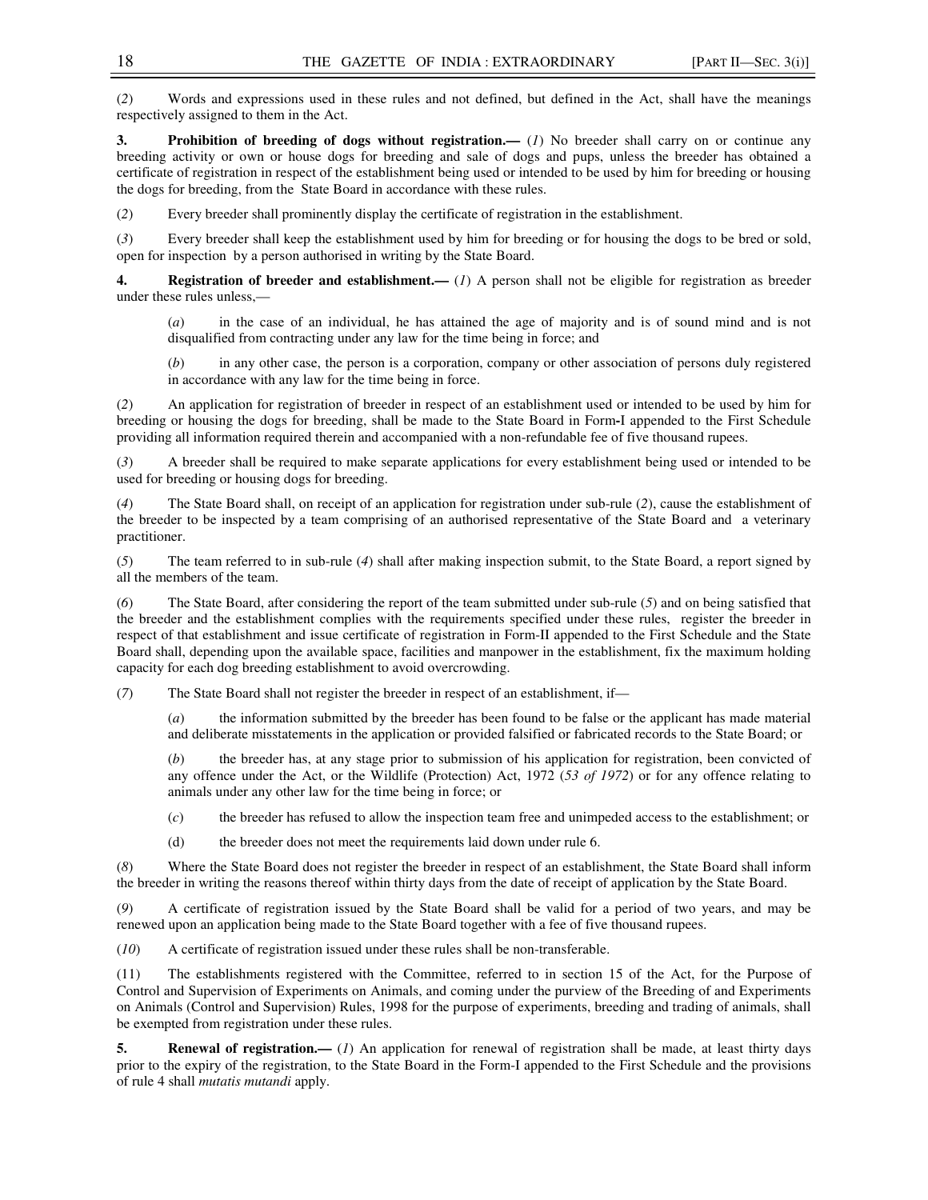(*2*) Words and expressions used in these rules and not defined, but defined in the Act, shall have the meanings respectively assigned to them in the Act.

**3. Prohibition of breeding of dogs without registration.—** (*1*) No breeder shall carry on or continue any breeding activity or own or house dogs for breeding and sale of dogs and pups, unless the breeder has obtained a certificate of registration in respect of the establishment being used or intended to be used by him for breeding or housing the dogs for breeding, from the State Board in accordance with these rules.

(*2*) Every breeder shall prominently display the certificate of registration in the establishment.

(*3*) Every breeder shall keep the establishment used by him for breeding or for housing the dogs to be bred or sold, open for inspection by a person authorised in writing by the State Board.

**4. Registration of breeder and establishment.—** (*1*) A person shall not be eligible for registration as breeder under these rules unless,—

(*a*) in the case of an individual, he has attained the age of majority and is of sound mind and is not disqualified from contracting under any law for the time being in force; and

(*b*) in any other case, the person is a corporation, company or other association of persons duly registered in accordance with any law for the time being in force.

(*2*) An application for registration of breeder in respect of an establishment used or intended to be used by him for breeding or housing the dogs for breeding, shall be made to the State Board in Form-I appended to the First Schedule providing all information required therein and accompanied with a non-refundable fee of five thousand rupees.

(*3*) A breeder shall be required to make separate applications for every establishment being used or intended to be used for breeding or housing dogs for breeding.

(*4*) The State Board shall, on receipt of an application for registration under sub-rule (*2*), cause the establishment of the breeder to be inspected by a team comprising of an authorised representative of the State Board and a veterinary practitioner.

(*5*) The team referred to in sub-rule (*4*) shall after making inspection submit, to the State Board, a report signed by all the members of the team.

(*6*) The State Board, after considering the report of the team submitted under sub-rule (*5*) and on being satisfied that the breeder and the establishment complies with the requirements specified under these rules, register the breeder in respect of that establishment and issue certificate of registration in Form-II appended to the First Schedule and the State Board shall, depending upon the available space, facilities and manpower in the establishment, fix the maximum holding capacity for each dog breeding establishment to avoid overcrowding.

(*7*) The State Board shall not register the breeder in respect of an establishment, if—

(*a*) the information submitted by the breeder has been found to be false or the applicant has made material and deliberate misstatements in the application or provided falsified or fabricated records to the State Board; or

(*b*) the breeder has, at any stage prior to submission of his application for registration, been convicted of any offence under the Act, or the Wildlife (Protection) Act, 1972 (*53 of 1972*) or for any offence relating to animals under any other law for the time being in force; or

(*c*) the breeder has refused to allow the inspection team free and unimpeded access to the establishment; or

(d) the breeder does not meet the requirements laid down under rule 6.

(*8*) Where the State Board does not register the breeder in respect of an establishment, the State Board shall inform the breeder in writing the reasons thereof within thirty days from the date of receipt of application by the State Board.

(*9*) A certificate of registration issued by the State Board shall be valid for a period of two years, and may be renewed upon an application being made to the State Board together with a fee of five thousand rupees.

(*10*) A certificate of registration issued under these rules shall be non-transferable.

(11) The establishments registered with the Committee, referred to in section 15 of the Act, for the Purpose of Control and Supervision of Experiments on Animals, and coming under the purview of the Breeding of and Experiments on Animals (Control and Supervision) Rules, 1998 for the purpose of experiments, breeding and trading of animals, shall be exempted from registration under these rules.

**5. Renewal of registration.—** (*1*) An application for renewal of registration shall be made, at least thirty days prior to the expiry of the registration, to the State Board in the Form-I appended to the First Schedule and the provisions of rule 4 shall *mutatis mutandi* apply.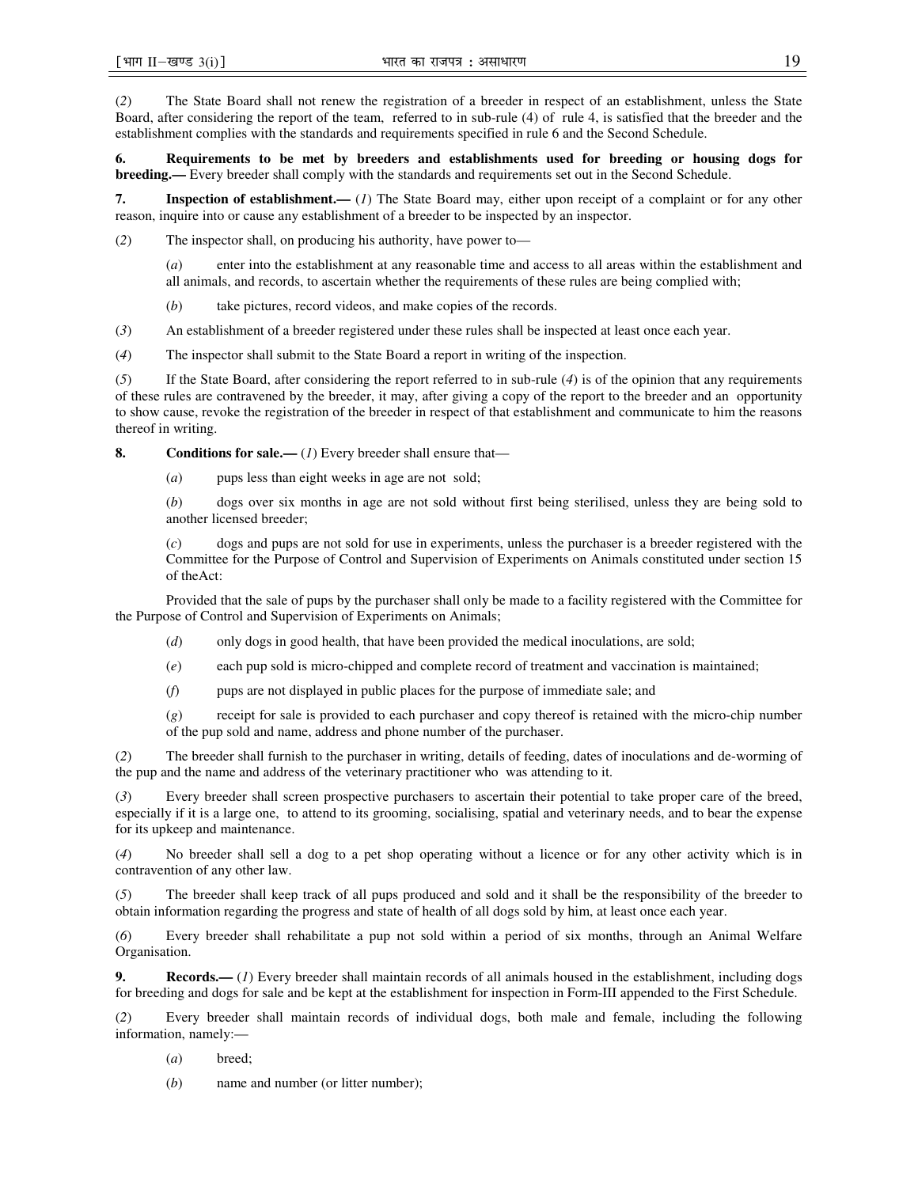(*2*) The State Board shall not renew the registration of a breeder in respect of an establishment, unless the State Board, after considering the report of the team, referred to in sub-rule (4) of rule 4, is satisfied that the breeder and the establishment complies with the standards and requirements specified in rule 6 and the Second Schedule.

**6. Requirements to be met by breeders and establishments used for breeding or housing dogs for breeding.—** Every breeder shall comply with the standards and requirements set out in the Second Schedule.

**7. Inspection of establishment.—** (*1*) The State Board may, either upon receipt of a complaint or for any other reason, inquire into or cause any establishment of a breeder to be inspected by an inspector.

(*2*) The inspector shall, on producing his authority, have power to—

(*a*) enter into the establishment at any reasonable time and access to all areas within the establishment and all animals, and records, to ascertain whether the requirements of these rules are being complied with;

(*b*) take pictures, record videos, and make copies of the records.

(*3*) An establishment of a breeder registered under these rules shall be inspected at least once each year.

(*4*) The inspector shall submit to the State Board a report in writing of the inspection.

(*5*) If the State Board, after considering the report referred to in sub-rule (*4*) is of the opinion that any requirements of these rules are contravened by the breeder, it may, after giving a copy of the report to the breeder and an opportunity to show cause, revoke the registration of the breeder in respect of that establishment and communicate to him the reasons thereof in writing.

**8. Conditions for sale.—** (*1*) Every breeder shall ensure that—

(*a*) pups less than eight weeks in age are not sold;

(*b*) dogs over six months in age are not sold without first being sterilised, unless they are being sold to another licensed breeder;

(*c*) dogs and pups are not sold for use in experiments, unless the purchaser is a breeder registered with the Committee for the Purpose of Control and Supervision of Experiments on Animals constituted under section 15 of theAct:

Provided that the sale of pups by the purchaser shall only be made to a facility registered with the Committee for the Purpose of Control and Supervision of Experiments on Animals;

(*d*) only dogs in good health, that have been provided the medical inoculations, are sold;

(*e*) each pup sold is micro-chipped and complete record of treatment and vaccination is maintained;

(*f*) pups are not displayed in public places for the purpose of immediate sale; and

(*g*) receipt for sale is provided to each purchaser and copy thereof is retained with the micro-chip number of the pup sold and name, address and phone number of the purchaser.

(*2*) The breeder shall furnish to the purchaser in writing, details of feeding, dates of inoculations and de-worming of the pup and the name and address of the veterinary practitioner who was attending to it.

(*3*) Every breeder shall screen prospective purchasers to ascertain their potential to take proper care of the breed, especially if it is a large one, to attend to its grooming, socialising, spatial and veterinary needs, and to bear the expense for its upkeep and maintenance.

(*4*) No breeder shall sell a dog to a pet shop operating without a licence or for any other activity which is in contravention of any other law.

(*5*) The breeder shall keep track of all pups produced and sold and it shall be the responsibility of the breeder to obtain information regarding the progress and state of health of all dogs sold by him, at least once each year.

(*6*) Every breeder shall rehabilitate a pup not sold within a period of six months, through an Animal Welfare Organisation.

**9. Records.—** (*1*) Every breeder shall maintain records of all animals housed in the establishment, including dogs for breeding and dogs for sale and be kept at the establishment for inspection in Form-III appended to the First Schedule.

(*2*) Every breeder shall maintain records of individual dogs, both male and female, including the following information, namely:—

(*a*) breed;

(*b*) name and number (or litter number);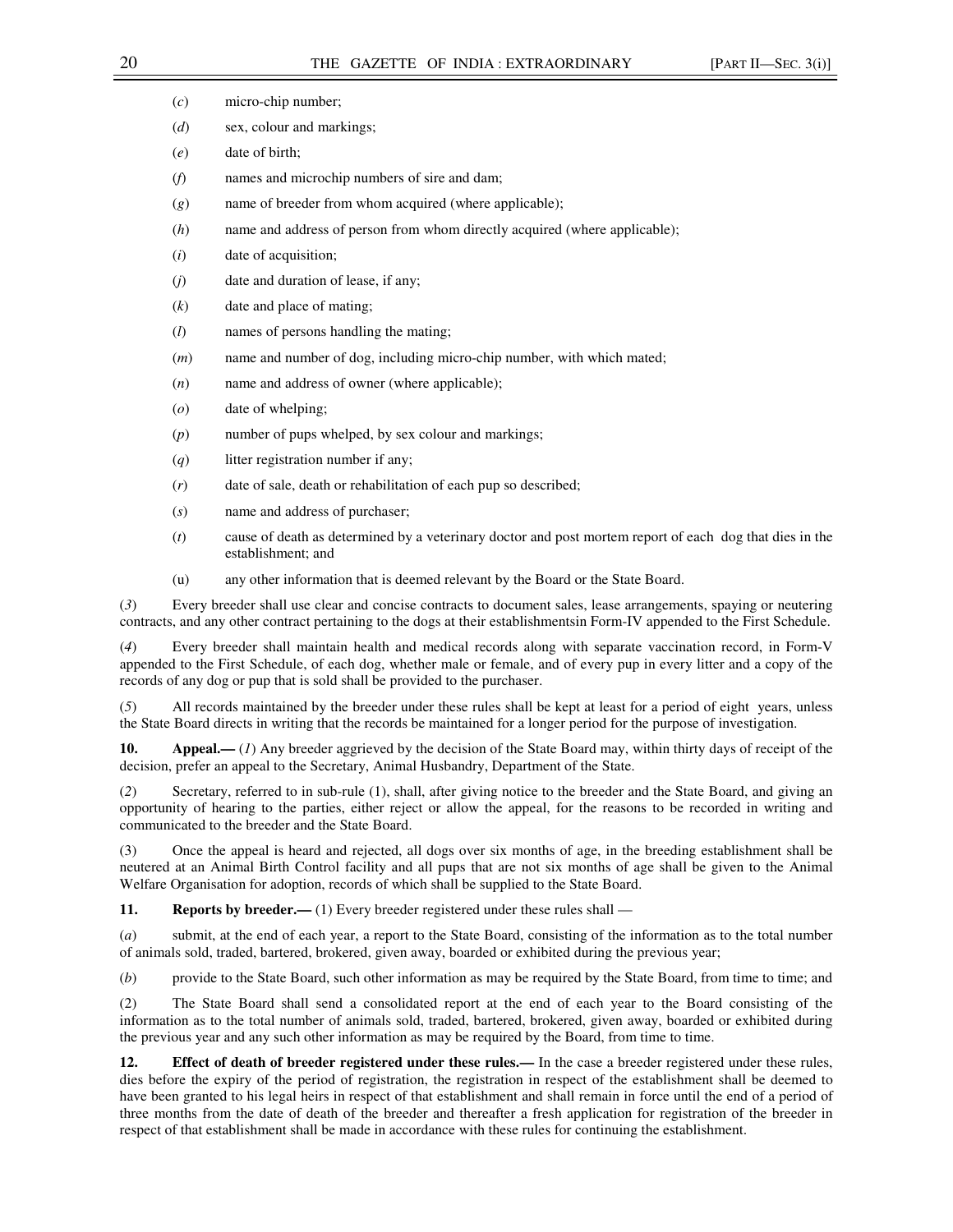(*c*) micro-chip number;

(*d*) sex, colour and markings;

(*e*) date of birth;

(*f*) names and microchip numbers of sire and dam;

(*g*) name of breeder from whom acquired (where applicable);

(*h*) name and address of person from whom directly acquired (where applicable);

(*i*) date of acquisition;

(*j*) date and duration of lease, if any;

(*k*) date and place of mating;

(*l*) names of persons handling the mating;

(*m*) name and number of dog, including micro-chip number, with which mated;

(*n*) name and address of owner (where applicable);

(*o*) date of whelping;

(*p*) number of pups whelped, by sex colour and markings;

(*q*) litter registration number if any;

(*r*) date of sale, death or rehabilitation of each pup so described;

(*s*) name and address of purchaser;

(*t*) cause of death as determined by a veterinary doctor and post mortem report of each dog that dies in the establishment; and

(u) any other information that is deemed relevant by the Board or the State Board.

(*3*) Every breeder shall use clear and concise contracts to document sales, lease arrangements, spaying or neutering contracts, and any other contract pertaining to the dogs at their establishmentsin Form-IV appended to the First Schedule.

(*4*) Every breeder shall maintain health and medical records along with separate vaccination record, in Form-V appended to the First Schedule, of each dog, whether male or female, and of every pup in every litter and a copy of the records of any dog or pup that is sold shall be provided to the purchaser.

(*5*) All records maintained by the breeder under these rules shall be kept at least for a period of eight years, unless the State Board directs in writing that the records be maintained for a longer period for the purpose of investigation.

**10. Appeal.—** (*1*) Any breeder aggrieved by the decision of the State Board may, within thirty days of receipt of the decision, prefer an appeal to the Secretary, Animal Husbandry, Department of the State.

(*2*) Secretary, referred to in sub-rule (1), shall, after giving notice to the breeder and the State Board, and giving an opportunity of hearing to the parties, either reject or allow the appeal, for the reasons to be recorded in writing and communicated to the breeder and the State Board.

(3) Once the appeal is heard and rejected, all dogs over six months of age, in the breeding establishment shall be neutered at an Animal Birth Control facility and all pups that are not six months of age shall be given to the Animal Welfare Organisation for adoption, records of which shall be supplied to the State Board.

**11. Reports by breeder.—** (1) Every breeder registered under these rules shall —

(*a*) submit, at the end of each year, a report to the State Board, consisting of the information as to the total number of animals sold, traded, bartered, brokered, given away, boarded or exhibited during the previous year;

(*b*) provide to the State Board, such other information as may be required by the State Board, from time to time; and

(2) The State Board shall send a consolidated report at the end of each year to the Board consisting of the information as to the total number of animals sold, traded, bartered, brokered, given away, boarded or exhibited during the previous year and any such other information as may be required by the Board, from time to time.

**12. Effect of death of breeder registered under these rules.—** In the case a breeder registered under these rules, dies before the expiry of the period of registration, the registration in respect of the establishment shall be deemed to have been granted to his legal heirs in respect of that establishment and shall remain in force until the end of a period of three months from the date of death of the breeder and thereafter a fresh application for registration of the breeder in respect of that establishment shall be made in accordance with these rules for continuing the establishment.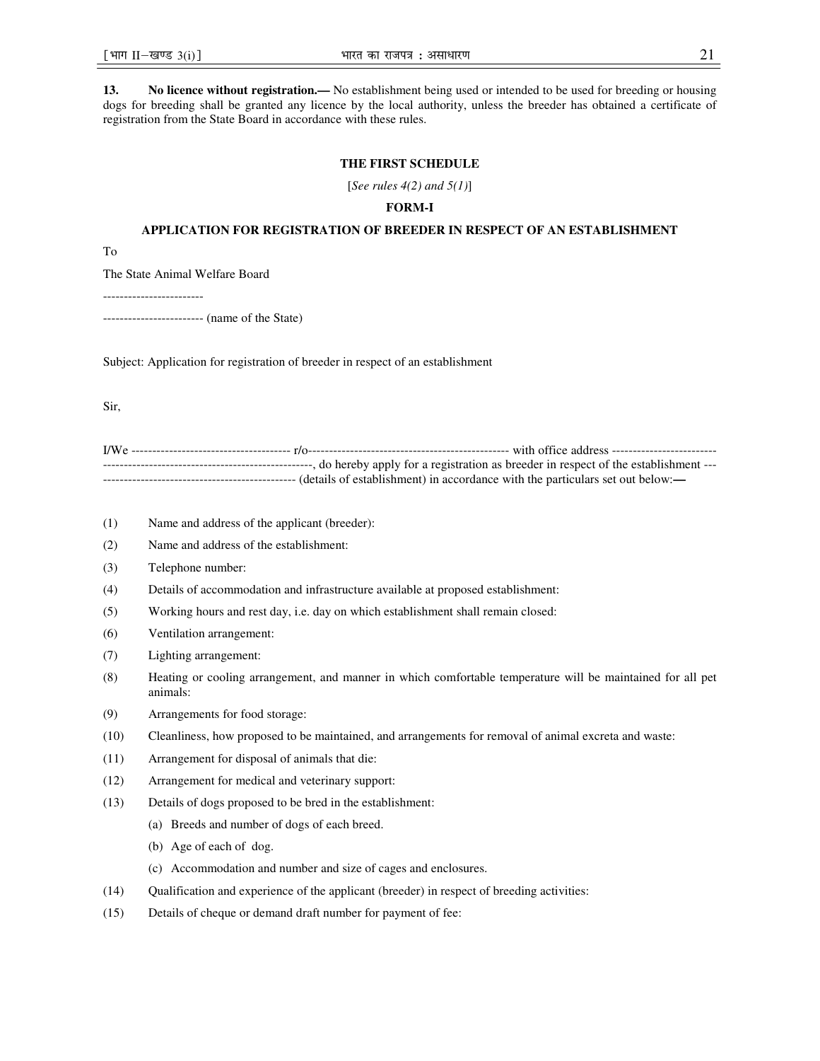**13. No licence without registration.—** No establishment being used or intended to be used for breeding or housing dogs for breeding shall be granted any licence by the local authority, unless the breeder has obtained a certificate of registration from the State Board in accordance with these rules.

## THE FIRST SCHEDULE

[*See rules 4(2) and 5(1)*]

### FORM-I

### APPLICATION FOR REGISTRATION OF BREEDER IN RESPECT OF AN ESTABLISHMENT

To

The State Animal Welfare Board

------------------------

------------------------ (name of the State)

Subject: Application for registration of breeder in respect of an establishment

Sir,

I/We -------------------------------------- r/o------------------------------------------------ with office address ------------------------- --------------------------------------------------, do hereby apply for a registration as breeder in respect of the establishment --- ---------------------------------------------- (details of establishment) in accordance with the particulars set out below:—

(1) Name and address of the applicant (breeder):

(2) Name and address of the establishment:

(3) Telephone number:

(4) Details of accommodation and infrastructure available at proposed establishment:

(5) Working hours and rest day, i.e. day on which establishment shall remain closed:

(6) Ventilation arrangement:

(7) Lighting arrangement:

(8) Heating or cooling arrangement, and manner in which comfortable temperature will be maintained for all pet animals:

(9) Arrangements for food storage:

(10) Cleanliness, how proposed to be maintained, and arrangements for removal of animal excreta and waste:

(11) Arrangement for disposal of animals that die:

(12) Arrangement for medical and veterinary support:

(13) Details of dogs proposed to be bred in the establishment:

  (a) Breeds and number of dogs of each breed.

  (b) Age of each of dog.

  (c) Accommodation and number and size of cages and enclosures.

(14) Qualification and experience of the applicant (breeder) in respect of breeding activities:

(15) Details of cheque or demand draft number for payment of fee: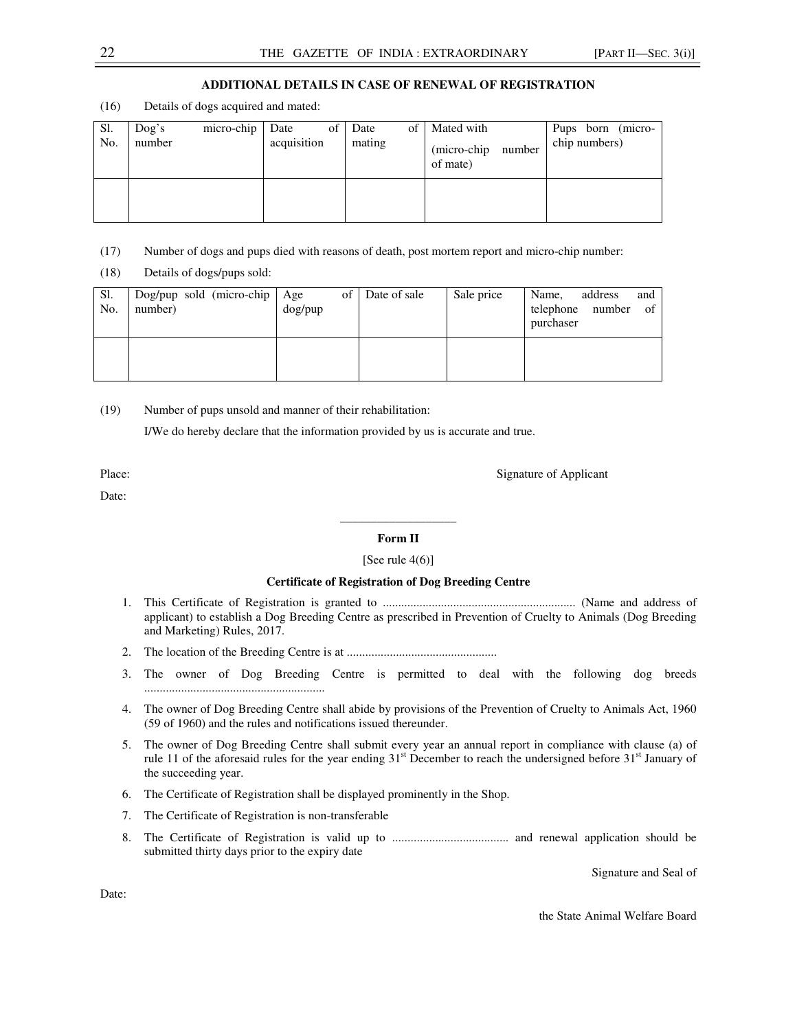### ADDITIONAL DETAILS IN CASE OF RENEWAL OF REGISTRATION

(16) Details of dogs acquired and mated:

| Sl. No. | Dog's micro-chip number | Date of acquisition | Date of mating | Mated with (micro-chip number of mate) | Pups born (micro-chip numbers) |
|---|---|---|---|---|---|
| | | | | | |

(17) Number of dogs and pups died with reasons of death, post mortem report and micro-chip number:

(18) Details of dogs/pups sold:

| Sl. No. | Dog/pup sold (micro-chip number) | Age of dog/pup | Date of sale | Sale price | Name, address and telephone number of purchaser |
|---|---|---|---|---|---|
| | | | | | |

(19) Number of pups unsold and manner of their rehabilitation:

I/We do hereby declare that the information provided by us is accurate and true.

Place: Signature of Applicant

Date:

---

### Form II

[See rule 4(6)]

### Certificate of Registration of Dog Breeding Centre

1. This Certificate of Registration is granted to .............................................................. (Name and address of applicant) to establish a Dog Breeding Centre as prescribed in Prevention of Cruelty to Animals (Dog Breeding and Marketing) Rules, 2017.
2. The location of the Breeding Centre is at .................................................
3. The owner of Dog Breeding Centre is permitted to deal with the following dog breeds ...........................................................
4. The owner of Dog Breeding Centre shall abide by provisions of the Prevention of Cruelty to Animals Act, 1960 (59 of 1960) and the rules and notifications issued thereunder.
5. The owner of Dog Breeding Centre shall submit every year an annual report in compliance with clause (a) of rule 11 of the aforesaid rules for the year ending 31st December to reach the undersigned before 31st January of the succeeding year.
6. The Certificate of Registration shall be displayed prominently in the Shop.
7. The Certificate of Registration is non-transferable
8. The Certificate of Registration is valid up to ...................................... and renewal application should be submitted thirty days prior to the expiry date

Signature and Seal of

Date:

the State Animal Welfare Board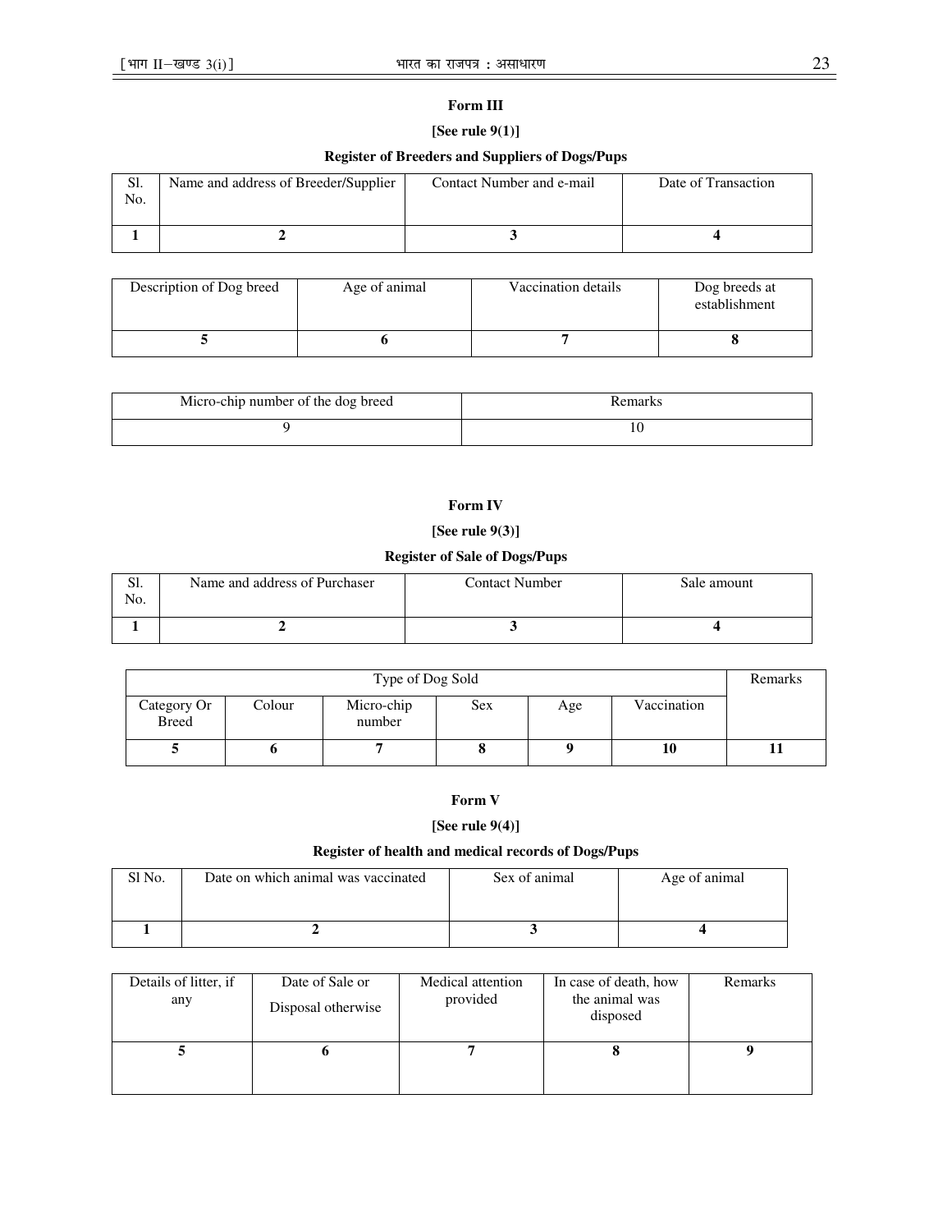**Form III**

**[See rule 9(1)]**

**Register of Breeders and Suppliers of Dogs/Pups**

| Sl. No. | Name and address of Breeder/Supplier | Contact Number and e-mail | Date of Transaction |
|---|---|---|---|
| **1** | **2** | **3** | **4** |

| Description of Dog breed | Age of animal | Vaccination details | Dog breeds at establishment |
|---|---|---|---|
| **5** | **6** | **7** | **8** |

| Micro-chip number of the dog breed | Remarks |
|---|---|
| 9 | 10 |

**Form IV**

**[See rule 9(3)]**

**Register of Sale of Dogs/Pups**

| Sl. No. | Name and address of Purchaser | Contact Number | Sale amount |
|---|---|---|---|
| **1** | **2** | **3** | **4** |

| Type of Dog Sold | | | | | | Remarks |
|---|---|---|---|---|---|---|
| Category Or Breed | Colour | Micro-chip number | Sex | Age | Vaccination | |
| **5** | **6** | **7** | **8** | **9** | **10** | **11** |

**Form V**

**[See rule 9(4)]**

**Register of health and medical records of Dogs/Pups**

| Sl No. | Date on which animal was vaccinated | Sex of animal | Age of animal |
|---|---|---|---|
| **1** | **2** | **3** | **4** |

| Details of litter, if any | Date of Sale or Disposal otherwise | Medical attention provided | In case of death, how the animal was disposed | Remarks |
|---|---|---|---|---|
| **5** | **6** | **7** | **8** | **9** |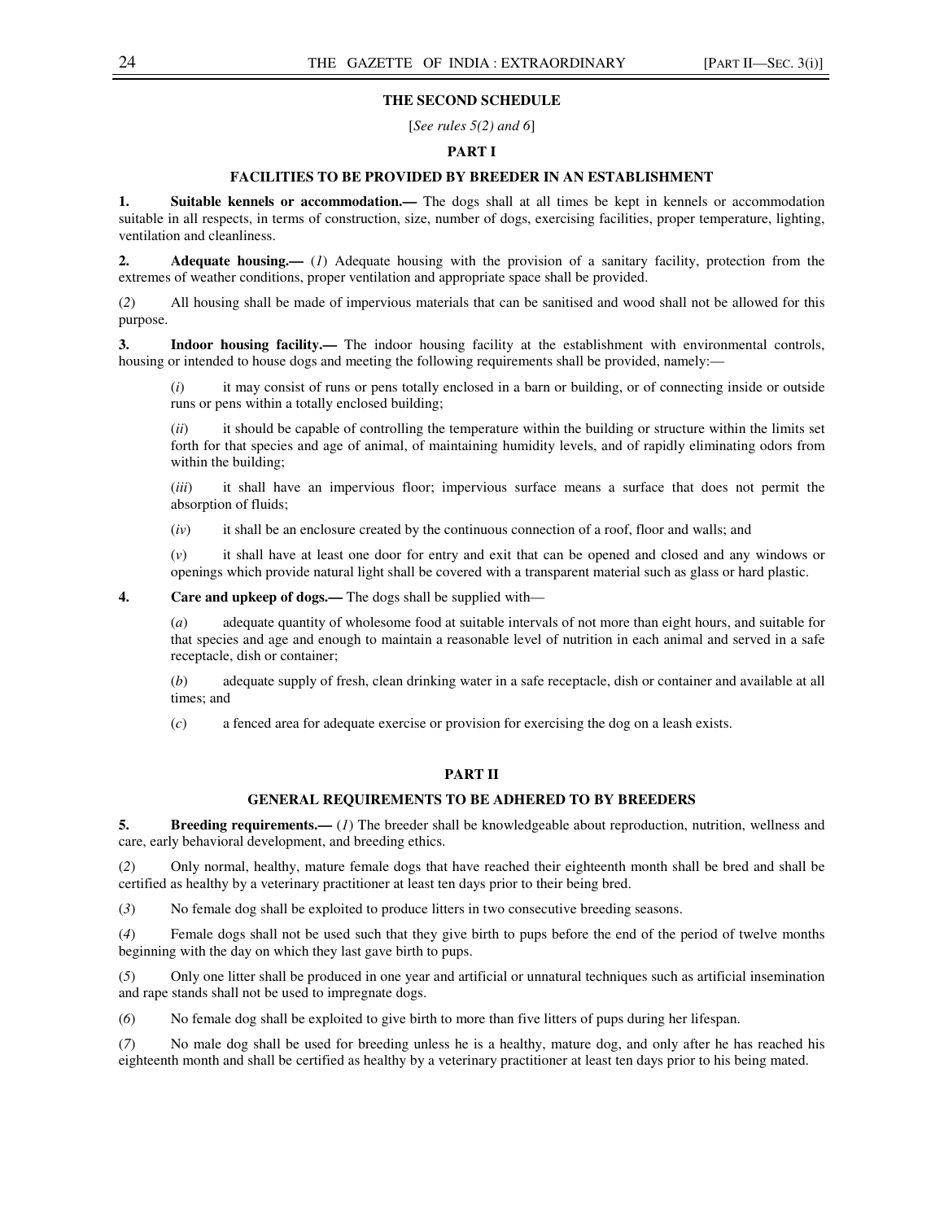## THE SECOND SCHEDULE

[*See rules 5(2) and 6*]

### PART I

### FACILITIES TO BE PROVIDED BY BREEDER IN AN ESTABLISHMENT

**1. Suitable kennels or accommodation.—** The dogs shall at all times be kept in kennels or accommodation suitable in all respects, in terms of construction, size, number of dogs, exercising facilities, proper temperature, lighting, ventilation and cleanliness.

**2. Adequate housing.—** (*1*) Adequate housing with the provision of a sanitary facility, protection from the extremes of weather conditions, proper ventilation and appropriate space shall be provided.

(*2*) All housing shall be made of impervious materials that can be sanitised and wood shall not be allowed for this purpose.

**3. Indoor housing facility.—** The indoor housing facility at the establishment with environmental controls, housing or intended to house dogs and meeting the following requirements shall be provided, namely:—

(*i*) it may consist of runs or pens totally enclosed in a barn or building, or of connecting inside or outside runs or pens within a totally enclosed building;

(*ii*) it should be capable of controlling the temperature within the building or structure within the limits set forth for that species and age of animal, of maintaining humidity levels, and of rapidly eliminating odors from within the building;

(*iii*) it shall have an impervious floor; impervious surface means a surface that does not permit the absorption of fluids;

(*iv*) it shall be an enclosure created by the continuous connection of a roof, floor and walls; and

(*v*) it shall have at least one door for entry and exit that can be opened and closed and any windows or openings which provide natural light shall be covered with a transparent material such as glass or hard plastic.

**4. Care and upkeep of dogs.—** The dogs shall be supplied with—

(*a*) adequate quantity of wholesome food at suitable intervals of not more than eight hours, and suitable for that species and age and enough to maintain a reasonable level of nutrition in each animal and served in a safe receptacle, dish or container;

(*b*) adequate supply of fresh, clean drinking water in a safe receptacle, dish or container and available at all times; and

(*c*) a fenced area for adequate exercise or provision for exercising the dog on a leash exists.

### PART II

### GENERAL REQUIREMENTS TO BE ADHERED TO BY BREEDERS

**5. Breeding requirements.—** (*1*) The breeder shall be knowledgeable about reproduction, nutrition, wellness and care, early behavioral development, and breeding ethics.

(*2*) Only normal, healthy, mature female dogs that have reached their eighteenth month shall be bred and shall be certified as healthy by a veterinary practitioner at least ten days prior to their being bred.

(*3*) No female dog shall be exploited to produce litters in two consecutive breeding seasons.

(*4*) Female dogs shall not be used such that they give birth to pups before the end of the period of twelve months beginning with the day on which they last gave birth to pups.

(*5*) Only one litter shall be produced in one year and artificial or unnatural techniques such as artificial insemination and rape stands shall not be used to impregnate dogs.

(*6*) No female dog shall be exploited to give birth to more than five litters of pups during her lifespan.

(*7*) No male dog shall be used for breeding unless he is a healthy, mature dog, and only after he has reached his eighteenth month and shall be certified as healthy by a veterinary practitioner at least ten days prior to his being mated.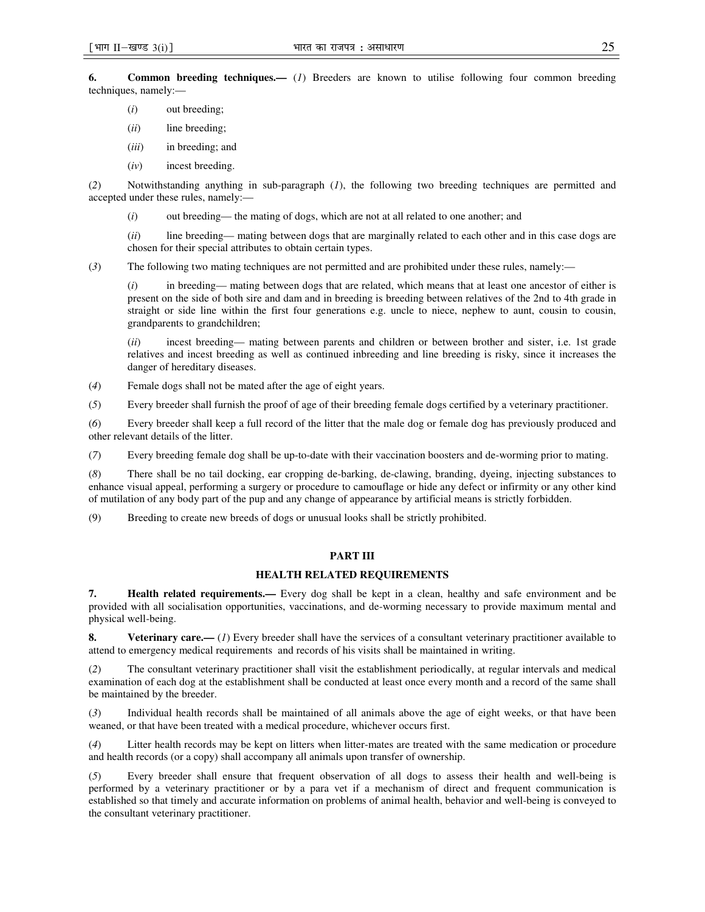**6. Common breeding techniques.—** (*1*) Breeders are known to utilise following four common breeding techniques, namely:—

(*i*) out breeding;

(*ii*) line breeding;

(*iii*) in breeding; and

(*iv*) incest breeding.

(*2*) Notwithstanding anything in sub-paragraph (*1*), the following two breeding techniques are permitted and accepted under these rules, namely:—

(*i*) out breeding— the mating of dogs, which are not at all related to one another; and

(*ii*) line breeding— mating between dogs that are marginally related to each other and in this case dogs are chosen for their special attributes to obtain certain types.

(*3*) The following two mating techniques are not permitted and are prohibited under these rules, namely:—

(*i*) in breeding— mating between dogs that are related, which means that at least one ancestor of either is present on the side of both sire and dam and in breeding is breeding between relatives of the 2nd to 4th grade in straight or side line within the first four generations e.g. uncle to niece, nephew to aunt, cousin to cousin, grandparents to grandchildren;

(*ii*) incest breeding— mating between parents and children or between brother and sister, i.e. 1st grade relatives and incest breeding as well as continued inbreeding and line breeding is risky, since it increases the danger of hereditary diseases.

(*4*) Female dogs shall not be mated after the age of eight years.

(*5*) Every breeder shall furnish the proof of age of their breeding female dogs certified by a veterinary practitioner.

(*6*) Every breeder shall keep a full record of the litter that the male dog or female dog has previously produced and other relevant details of the litter.

(*7*) Every breeding female dog shall be up-to-date with their vaccination boosters and de-worming prior to mating.

(*8*) There shall be no tail docking, ear cropping de-barking, de-clawing, branding, dyeing, injecting substances to enhance visual appeal, performing a surgery or procedure to camouflage or hide any defect or infirmity or any other kind of mutilation of any body part of the pup and any change of appearance by artificial means is strictly forbidden.

(9) Breeding to create new breeds of dogs or unusual looks shall be strictly prohibited.

## PART III

## HEALTH RELATED REQUIREMENTS

**7. Health related requirements.—** Every dog shall be kept in a clean, healthy and safe environment and be provided with all socialisation opportunities, vaccinations, and de-worming necessary to provide maximum mental and physical well-being.

**8. Veterinary care.—** (*1*) Every breeder shall have the services of a consultant veterinary practitioner available to attend to emergency medical requirements and records of his visits shall be maintained in writing.

(*2*) The consultant veterinary practitioner shall visit the establishment periodically, at regular intervals and medical examination of each dog at the establishment shall be conducted at least once every month and a record of the same shall be maintained by the breeder.

(*3*) Individual health records shall be maintained of all animals above the age of eight weeks, or that have been weaned, or that have been treated with a medical procedure, whichever occurs first.

(*4*) Litter health records may be kept on litters when litter-mates are treated with the same medication or procedure and health records (or a copy) shall accompany all animals upon transfer of ownership.

(*5*) Every breeder shall ensure that frequent observation of all dogs to assess their health and well-being is performed by a veterinary practitioner or by a para vet if a mechanism of direct and frequent communication is established so that timely and accurate information on problems of animal health, behavior and well-being is conveyed to the consultant veterinary practitioner.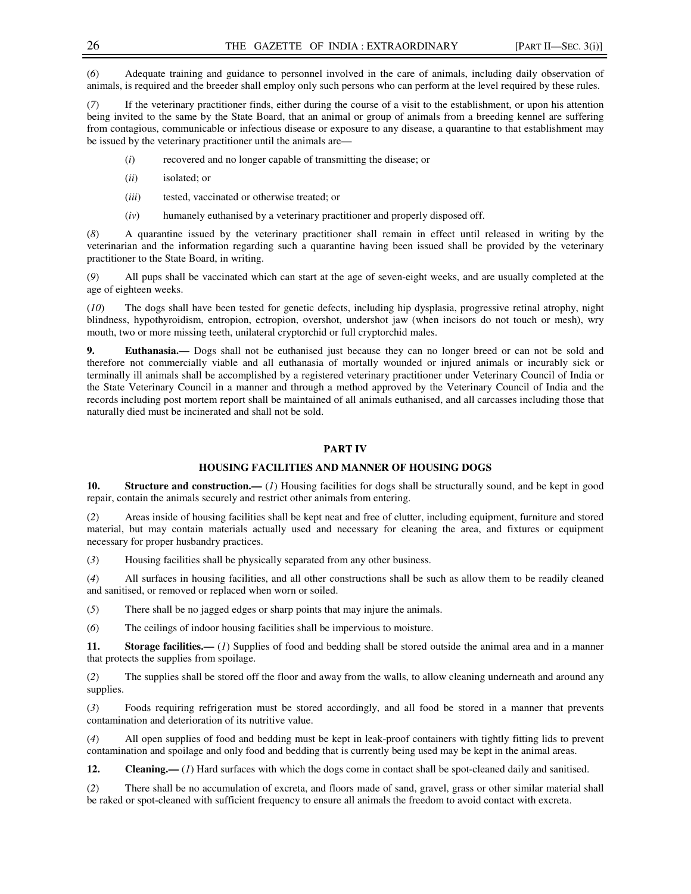(*6*) Adequate training and guidance to personnel involved in the care of animals, including daily observation of animals, is required and the breeder shall employ only such persons who can perform at the level required by these rules.

(*7*) If the veterinary practitioner finds, either during the course of a visit to the establishment, or upon his attention being invited to the same by the State Board, that an animal or group of animals from a breeding kennel are suffering from contagious, communicable or infectious disease or exposure to any disease, a quarantine to that establishment may be issued by the veterinary practitioner until the animals are—

(*i*) recovered and no longer capable of transmitting the disease; or

(*ii*) isolated; or

(*iii*) tested, vaccinated or otherwise treated; or

(*iv*) humanely euthanised by a veterinary practitioner and properly disposed off.

(*8*) A quarantine issued by the veterinary practitioner shall remain in effect until released in writing by the veterinarian and the information regarding such a quarantine having been issued shall be provided by the veterinary practitioner to the State Board, in writing.

(*9*) All pups shall be vaccinated which can start at the age of seven-eight weeks, and are usually completed at the age of eighteen weeks.

(*10*) The dogs shall have been tested for genetic defects, including hip dysplasia, progressive retinal atrophy, night blindness, hypothyroidism, entropion, ectropion, overshot, undershot jaw (when incisors do not touch or mesh), wry mouth, two or more missing teeth, unilateral cryptorchid or full cryptorchid males.

**9. Euthanasia.—** Dogs shall not be euthanised just because they can no longer breed or can not be sold and therefore not commercially viable and all euthanasia of mortally wounded or injured animals or incurably sick or terminally ill animals shall be accomplished by a registered veterinary practitioner under Veterinary Council of India or the State Veterinary Council in a manner and through a method approved by the Veterinary Council of India and the records including post mortem report shall be maintained of all animals euthanised, and all carcasses including those that naturally died must be incinerated and shall not be sold.

## PART IV

## HOUSING FACILITIES AND MANNER OF HOUSING DOGS

**10. Structure and construction.—** (*1*) Housing facilities for dogs shall be structurally sound, and be kept in good repair, contain the animals securely and restrict other animals from entering.

(*2*) Areas inside of housing facilities shall be kept neat and free of clutter, including equipment, furniture and stored material, but may contain materials actually used and necessary for cleaning the area, and fixtures or equipment necessary for proper husbandry practices.

(*3*) Housing facilities shall be physically separated from any other business.

(*4*) All surfaces in housing facilities, and all other constructions shall be such as allow them to be readily cleaned and sanitised, or removed or replaced when worn or soiled.

(*5*) There shall be no jagged edges or sharp points that may injure the animals.

(*6*) The ceilings of indoor housing facilities shall be impervious to moisture.

**11. Storage facilities.—** (*1*) Supplies of food and bedding shall be stored outside the animal area and in a manner that protects the supplies from spoilage.

(*2*) The supplies shall be stored off the floor and away from the walls, to allow cleaning underneath and around any supplies.

(*3*) Foods requiring refrigeration must be stored accordingly, and all food be stored in a manner that prevents contamination and deterioration of its nutritive value.

(*4*) All open supplies of food and bedding must be kept in leak-proof containers with tightly fitting lids to prevent contamination and spoilage and only food and bedding that is currently being used may be kept in the animal areas.

**12. Cleaning.—** (*1*) Hard surfaces with which the dogs come in contact shall be spot-cleaned daily and sanitised.

(*2*) There shall be no accumulation of excreta, and floors made of sand, gravel, grass or other similar material shall be raked or spot-cleaned with sufficient frequency to ensure all animals the freedom to avoid contact with excreta.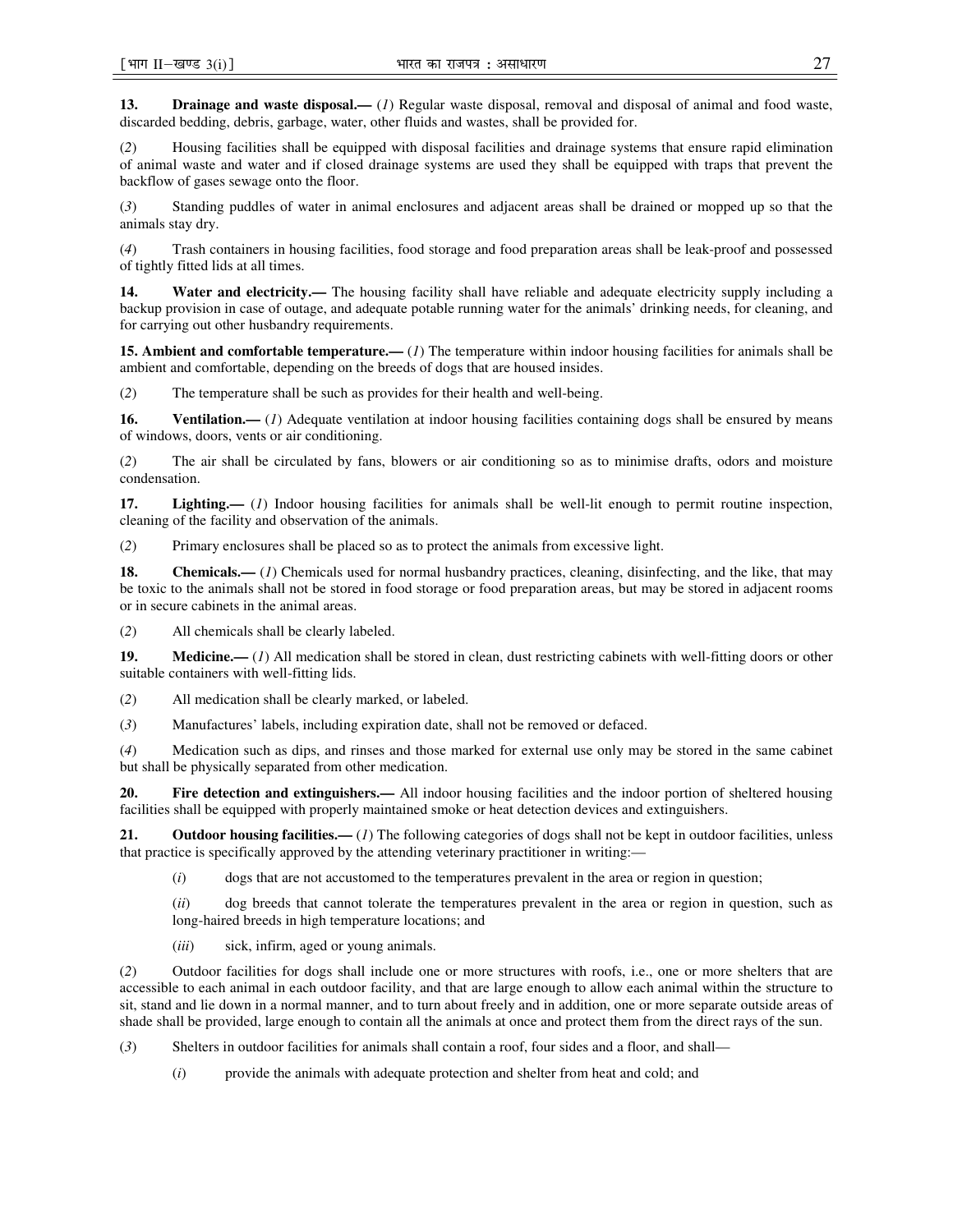**13. Drainage and waste disposal.—** (*1*) Regular waste disposal, removal and disposal of animal and food waste, discarded bedding, debris, garbage, water, other fluids and wastes, shall be provided for.

(*2*) Housing facilities shall be equipped with disposal facilities and drainage systems that ensure rapid elimination of animal waste and water and if closed drainage systems are used they shall be equipped with traps that prevent the backflow of gases sewage onto the floor.

(*3*) Standing puddles of water in animal enclosures and adjacent areas shall be drained or mopped up so that the animals stay dry.

(*4*) Trash containers in housing facilities, food storage and food preparation areas shall be leak-proof and possessed of tightly fitted lids at all times.

**14. Water and electricity.—** The housing facility shall have reliable and adequate electricity supply including a backup provision in case of outage, and adequate potable running water for the animals' drinking needs, for cleaning, and for carrying out other husbandry requirements.

**15. Ambient and comfortable temperature.—** (*1*) The temperature within indoor housing facilities for animals shall be ambient and comfortable, depending on the breeds of dogs that are housed insides.

(*2*) The temperature shall be such as provides for their health and well-being.

**16. Ventilation.—** (*1*) Adequate ventilation at indoor housing facilities containing dogs shall be ensured by means of windows, doors, vents or air conditioning.

(*2*) The air shall be circulated by fans, blowers or air conditioning so as to minimise drafts, odors and moisture condensation.

**17. Lighting.—** (*1*) Indoor housing facilities for animals shall be well-lit enough to permit routine inspection, cleaning of the facility and observation of the animals.

(*2*) Primary enclosures shall be placed so as to protect the animals from excessive light.

**18. Chemicals.—** (*1*) Chemicals used for normal husbandry practices, cleaning, disinfecting, and the like, that may be toxic to the animals shall not be stored in food storage or food preparation areas, but may be stored in adjacent rooms or in secure cabinets in the animal areas.

(*2*) All chemicals shall be clearly labeled.

**19. Medicine.—** (*1*) All medication shall be stored in clean, dust restricting cabinets with well-fitting doors or other suitable containers with well-fitting lids.

(*2*) All medication shall be clearly marked, or labeled.

(*3*) Manufactures' labels, including expiration date, shall not be removed or defaced.

(*4*) Medication such as dips, and rinses and those marked for external use only may be stored in the same cabinet but shall be physically separated from other medication.

**20. Fire detection and extinguishers.—** All indoor housing facilities and the indoor portion of sheltered housing facilities shall be equipped with properly maintained smoke or heat detection devices and extinguishers.

**21. Outdoor housing facilities.—** (*1*) The following categories of dogs shall not be kept in outdoor facilities, unless that practice is specifically approved by the attending veterinary practitioner in writing:—

(*i*) dogs that are not accustomed to the temperatures prevalent in the area or region in question;

(*ii*) dog breeds that cannot tolerate the temperatures prevalent in the area or region in question, such as long-haired breeds in high temperature locations; and

(*iii*) sick, infirm, aged or young animals.

(*2*) Outdoor facilities for dogs shall include one or more structures with roofs, i.e., one or more shelters that are accessible to each animal in each outdoor facility, and that are large enough to allow each animal within the structure to sit, stand and lie down in a normal manner, and to turn about freely and in addition, one or more separate outside areas of shade shall be provided, large enough to contain all the animals at once and protect them from the direct rays of the sun.

(*3*) Shelters in outdoor facilities for animals shall contain a roof, four sides and a floor, and shall—

(*i*) provide the animals with adequate protection and shelter from heat and cold; and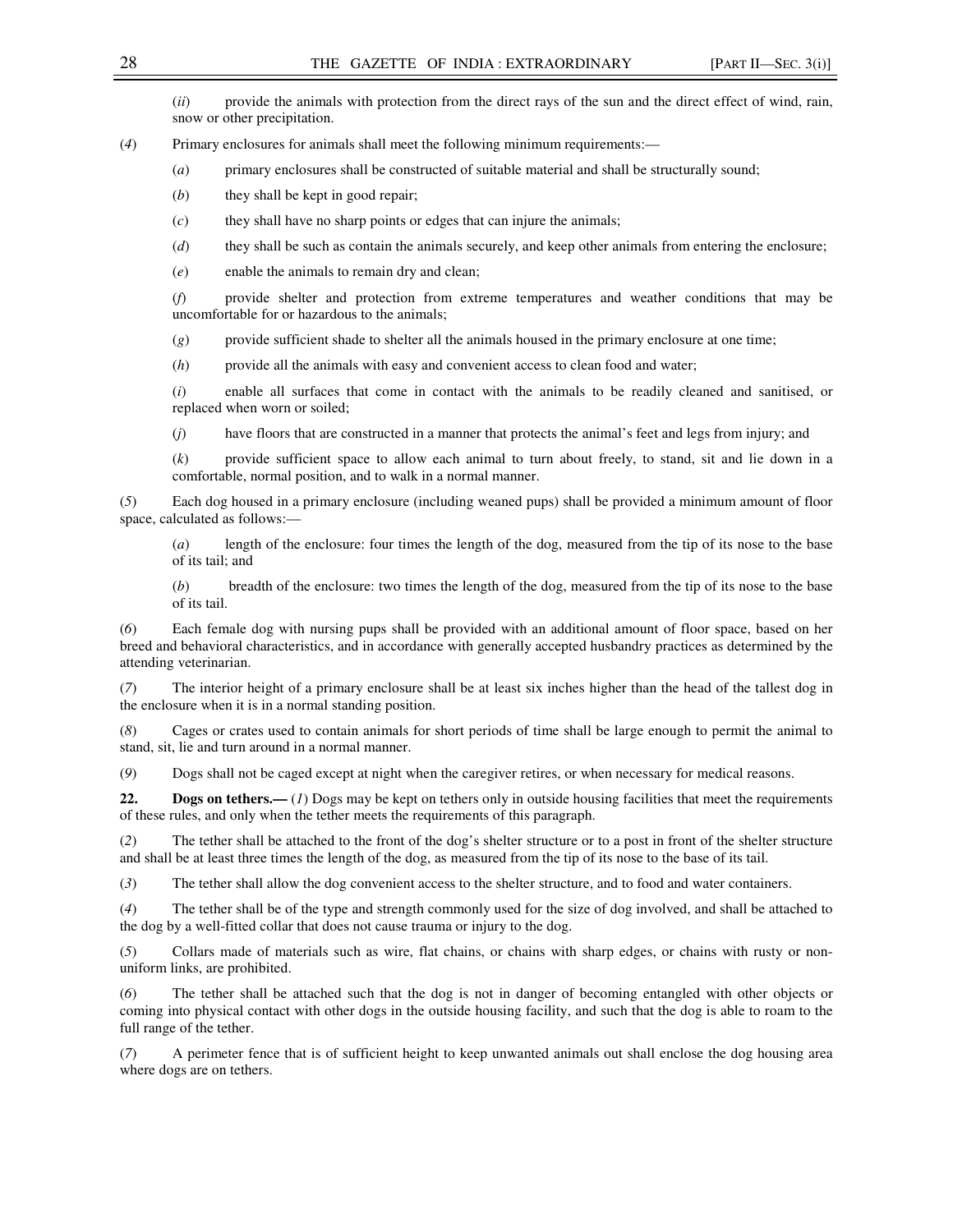(*ii*) provide the animals with protection from the direct rays of the sun and the direct effect of wind, rain, snow or other precipitation.

(*4*) Primary enclosures for animals shall meet the following minimum requirements:—

(*a*) primary enclosures shall be constructed of suitable material and shall be structurally sound;

(*b*) they shall be kept in good repair;

(*c*) they shall have no sharp points or edges that can injure the animals;

(*d*) they shall be such as contain the animals securely, and keep other animals from entering the enclosure;

(*e*) enable the animals to remain dry and clean;

(*f*) provide shelter and protection from extreme temperatures and weather conditions that may be uncomfortable for or hazardous to the animals;

(*g*) provide sufficient shade to shelter all the animals housed in the primary enclosure at one time;

(*h*) provide all the animals with easy and convenient access to clean food and water;

(*i*) enable all surfaces that come in contact with the animals to be readily cleaned and sanitised, or replaced when worn or soiled;

(*j*) have floors that are constructed in a manner that protects the animal's feet and legs from injury; and

(*k*) provide sufficient space to allow each animal to turn about freely, to stand, sit and lie down in a comfortable, normal position, and to walk in a normal manner.

(*5*) Each dog housed in a primary enclosure (including weaned pups) shall be provided a minimum amount of floor space, calculated as follows:—

(*a*) length of the enclosure: four times the length of the dog, measured from the tip of its nose to the base of its tail; and

(*b*) breadth of the enclosure: two times the length of the dog, measured from the tip of its nose to the base of its tail.

(*6*) Each female dog with nursing pups shall be provided with an additional amount of floor space, based on her breed and behavioral characteristics, and in accordance with generally accepted husbandry practices as determined by the attending veterinarian.

(*7*) The interior height of a primary enclosure shall be at least six inches higher than the head of the tallest dog in the enclosure when it is in a normal standing position.

(*8*) Cages or crates used to contain animals for short periods of time shall be large enough to permit the animal to stand, sit, lie and turn around in a normal manner.

(*9*) Dogs shall not be caged except at night when the caregiver retires, or when necessary for medical reasons.

**22. Dogs on tethers.—** (*1*) Dogs may be kept on tethers only in outside housing facilities that meet the requirements of these rules, and only when the tether meets the requirements of this paragraph.

(*2*) The tether shall be attached to the front of the dog's shelter structure or to a post in front of the shelter structure and shall be at least three times the length of the dog, as measured from the tip of its nose to the base of its tail.

(*3*) The tether shall allow the dog convenient access to the shelter structure, and to food and water containers.

(*4*) The tether shall be of the type and strength commonly used for the size of dog involved, and shall be attached to the dog by a well-fitted collar that does not cause trauma or injury to the dog.

(*5*) Collars made of materials such as wire, flat chains, or chains with sharp edges, or chains with rusty or non-uniform links, are prohibited.

(*6*) The tether shall be attached such that the dog is not in danger of becoming entangled with other objects or coming into physical contact with other dogs in the outside housing facility, and such that the dog is able to roam to the full range of the tether.

(*7*) A perimeter fence that is of sufficient height to keep unwanted animals out shall enclose the dog housing area where dogs are on tethers.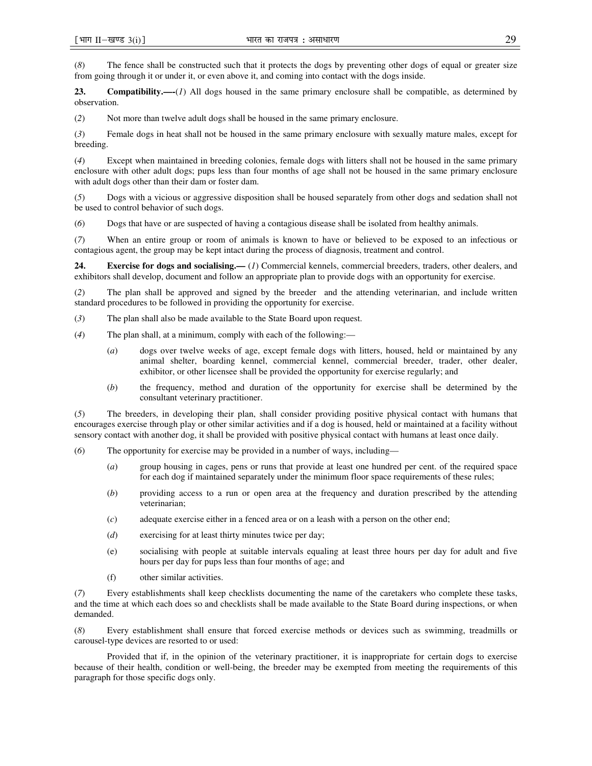(8) The fence shall be constructed such that it protects the dogs by preventing other dogs of equal or greater size from going through it or under it, or even above it, and coming into contact with the dogs inside.

**23. Compatibility.—**(1) All dogs housed in the same primary enclosure shall be compatible, as determined by observation.

(2) Not more than twelve adult dogs shall be housed in the same primary enclosure.

(3) Female dogs in heat shall not be housed in the same primary enclosure with sexually mature males, except for breeding.

(4) Except when maintained in breeding colonies, female dogs with litters shall not be housed in the same primary enclosure with other adult dogs; pups less than four months of age shall not be housed in the same primary enclosure with adult dogs other than their dam or foster dam.

(5) Dogs with a vicious or aggressive disposition shall be housed separately from other dogs and sedation shall not be used to control behavior of such dogs.

(6) Dogs that have or are suspected of having a contagious disease shall be isolated from healthy animals.

(7) When an entire group or room of animals is known to have or believed to be exposed to an infectious or contagious agent, the group may be kept intact during the process of diagnosis, treatment and control.

**24. Exercise for dogs and socialising.—** (1) Commercial kennels, commercial breeders, traders, other dealers, and exhibitors shall develop, document and follow an appropriate plan to provide dogs with an opportunity for exercise.

(2) The plan shall be approved and signed by the breeder and the attending veterinarian, and include written standard procedures to be followed in providing the opportunity for exercise.

(3) The plan shall also be made available to the State Board upon request.

(4) The plan shall, at a minimum, comply with each of the following:—

(a) dogs over twelve weeks of age, except female dogs with litters, housed, held or maintained by any animal shelter, boarding kennel, commercial kennel, commercial breeder, trader, other dealer, exhibitor, or other licensee shall be provided the opportunity for exercise regularly; and

(b) the frequency, method and duration of the opportunity for exercise shall be determined by the consultant veterinary practitioner.

(5) The breeders, in developing their plan, shall consider providing positive physical contact with humans that encourages exercise through play or other similar activities and if a dog is housed, held or maintained at a facility without sensory contact with another dog, it shall be provided with positive physical contact with humans at least once daily.

(6) The opportunity for exercise may be provided in a number of ways, including—

(a) group housing in cages, pens or runs that provide at least one hundred per cent. of the required space for each dog if maintained separately under the minimum floor space requirements of these rules;

(b) providing access to a run or open area at the frequency and duration prescribed by the attending veterinarian;

(c) adequate exercise either in a fenced area or on a leash with a person on the other end;

(d) exercising for at least thirty minutes twice per day;

(e) socialising with people at suitable intervals equaling at least three hours per day for adult and five hours per day for pups less than four months of age; and

(f) other similar activities.

(7) Every establishments shall keep checklists documenting the name of the caretakers who complete these tasks, and the time at which each does so and checklists shall be made available to the State Board during inspections, or when demanded.

(8) Every establishment shall ensure that forced exercise methods or devices such as swimming, treadmills or carousel-type devices are resorted to or used:

Provided that if, in the opinion of the veterinary practitioner, it is inappropriate for certain dogs to exercise because of their health, condition or well-being, the breeder may be exempted from meeting the requirements of this paragraph for those specific dogs only.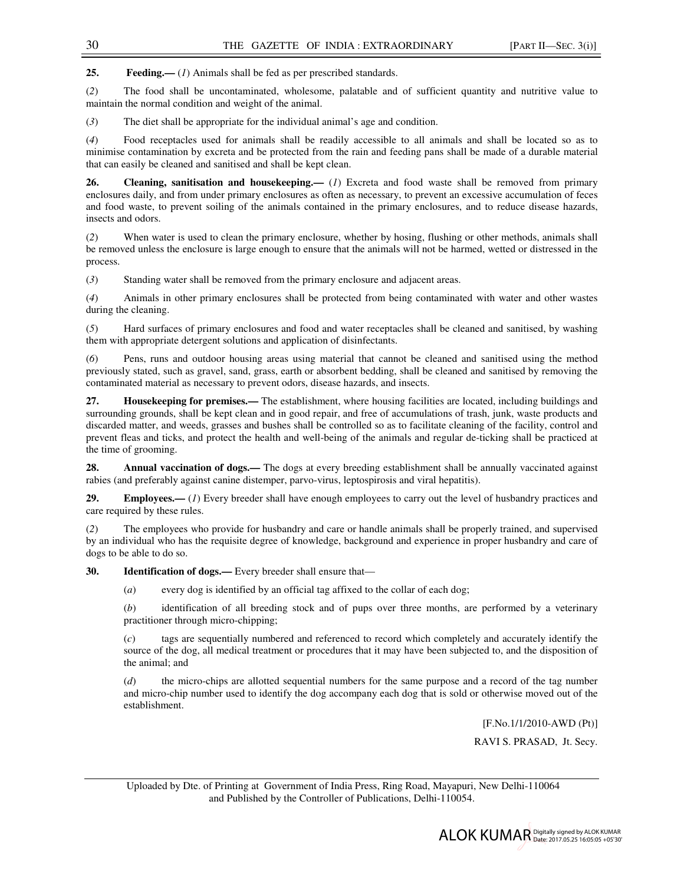**25. Feeding.—** (*1*) Animals shall be fed as per prescribed standards.

(*2*) The food shall be uncontaminated, wholesome, palatable and of sufficient quantity and nutritive value to maintain the normal condition and weight of the animal.

(*3*) The diet shall be appropriate for the individual animal's age and condition.

(*4*) Food receptacles used for animals shall be readily accessible to all animals and shall be located so as to minimise contamination by excreta and be protected from the rain and feeding pans shall be made of a durable material that can easily be cleaned and sanitised and shall be kept clean.

**26. Cleaning, sanitisation and housekeeping.—** (*1*) Excreta and food waste shall be removed from primary enclosures daily, and from under primary enclosures as often as necessary, to prevent an excessive accumulation of feces and food waste, to prevent soiling of the animals contained in the primary enclosures, and to reduce disease hazards, insects and odors.

(*2*) When water is used to clean the primary enclosure, whether by hosing, flushing or other methods, animals shall be removed unless the enclosure is large enough to ensure that the animals will not be harmed, wetted or distressed in the process.

(*3*) Standing water shall be removed from the primary enclosure and adjacent areas.

(*4*) Animals in other primary enclosures shall be protected from being contaminated with water and other wastes during the cleaning.

(*5*) Hard surfaces of primary enclosures and food and water receptacles shall be cleaned and sanitised, by washing them with appropriate detergent solutions and application of disinfectants.

(*6*) Pens, runs and outdoor housing areas using material that cannot be cleaned and sanitised using the method previously stated, such as gravel, sand, grass, earth or absorbent bedding, shall be cleaned and sanitised by removing the contaminated material as necessary to prevent odors, disease hazards, and insects.

**27. Housekeeping for premises.—** The establishment, where housing facilities are located, including buildings and surrounding grounds, shall be kept clean and in good repair, and free of accumulations of trash, junk, waste products and discarded matter, and weeds, grasses and bushes shall be controlled so as to facilitate cleaning of the facility, control and prevent fleas and ticks, and protect the health and well-being of the animals and regular de-ticking shall be practiced at the time of grooming.

**28. Annual vaccination of dogs.—** The dogs at every breeding establishment shall be annually vaccinated against rabies (and preferably against canine distemper, parvo-virus, leptospirosis and viral hepatitis).

**29. Employees.—** (*1*) Every breeder shall have enough employees to carry out the level of husbandry practices and care required by these rules.

(*2*) The employees who provide for husbandry and care or handle animals shall be properly trained, and supervised by an individual who has the requisite degree of knowledge, background and experience in proper husbandry and care of dogs to be able to do so.

**30. Identification of dogs.—** Every breeder shall ensure that—

(*a*) every dog is identified by an official tag affixed to the collar of each dog;

(*b*) identification of all breeding stock and of pups over three months, are performed by a veterinary practitioner through micro-chipping;

(*c*) tags are sequentially numbered and referenced to record which completely and accurately identify the source of the dog, all medical treatment or procedures that it may have been subjected to, and the disposition of the animal; and

(*d*) the micro-chips are allotted sequential numbers for the same purpose and a record of the tag number and micro-chip number used to identify the dog accompany each dog that is sold or otherwise moved out of the establishment.

[F.No.1/1/2010-AWD (Pt)]

RAVI S. PRASAD, Jt. Secy.

Uploaded by Dte. of Printing at Government of India Press, Ring Road, Mayapuri, New Delhi-110064 and Published by the Controller of Publications, Delhi-110054.

ALOK KUMAR Digitally signed by ALOK KUMAR Date: 2017.05.25 16:05:05 +05'30'